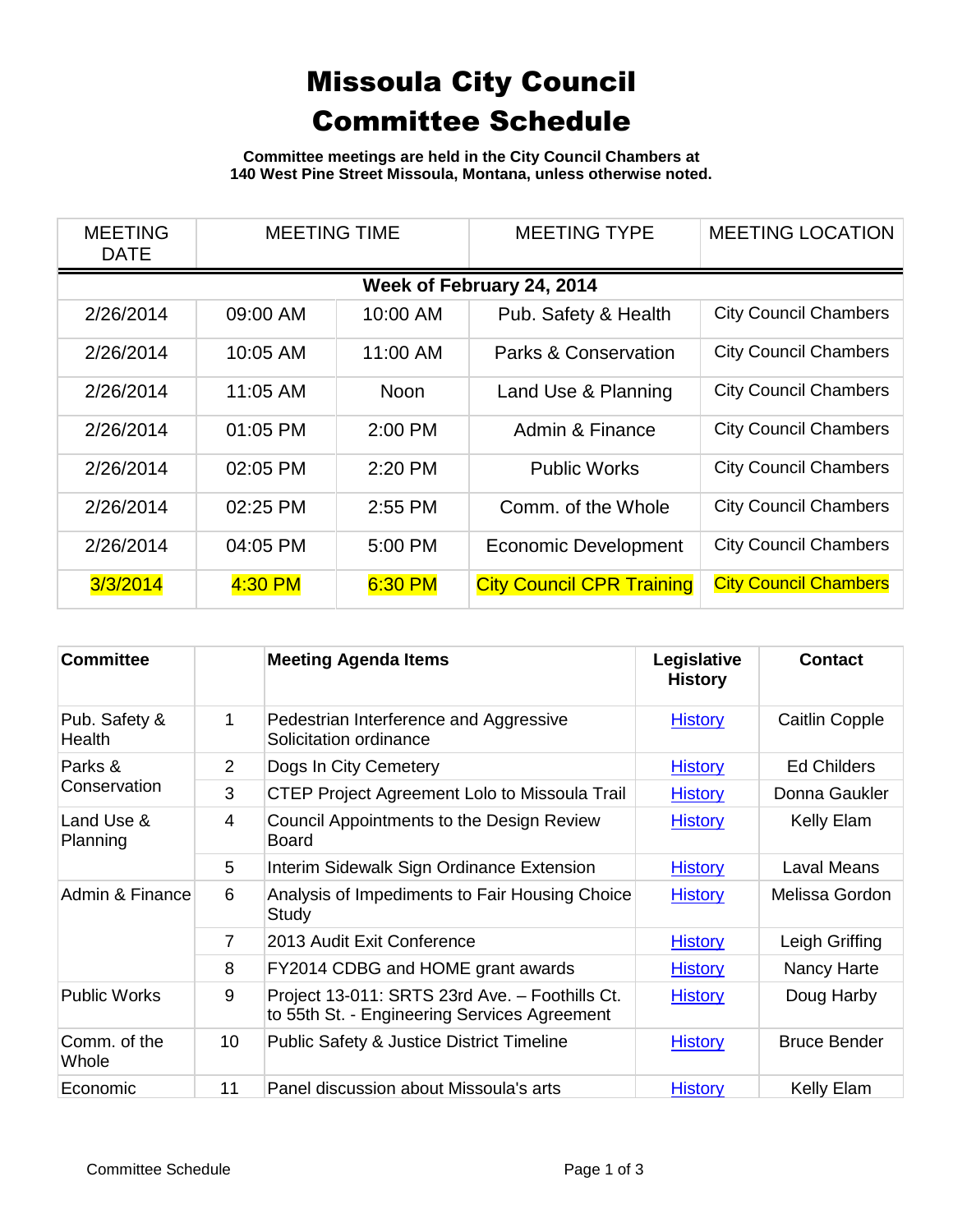# Missoula City Council
# Committee Schedule

**Committee meetings are held in the City Council Chambers at 140 West Pine Street Missoula, Montana, unless otherwise noted.**

| MEETING DATE | MEETING TIME | | MEETING TYPE | MEETING LOCATION |
|---|---|---|---|---|
| **Week of February 24, 2014** | | | | |
| 2/26/2014 | 09:00 AM | 10:00 AM | Pub. Safety & Health | City Council Chambers |
| 2/26/2014 | 10:05 AM | 11:00 AM | Parks & Conservation | City Council Chambers |
| 2/26/2014 | 11:05 AM | Noon | Land Use & Planning | City Council Chambers |
| 2/26/2014 | 01:05 PM | 2:00 PM | Admin & Finance | City Council Chambers |
| 2/26/2014 | 02:05 PM | 2:20 PM | Public Works | City Council Chambers |
| 2/26/2014 | 02:25 PM | 2:55 PM | Comm. of the Whole | City Council Chambers |
| 2/26/2014 | 04:05 PM | 5:00 PM | Economic Development | City Council Chambers |
| 3/3/2014 | 4:30 PM | 6:30 PM | City Council CPR Training | City Council Chambers |

| Committee | | Meeting Agenda Items | Legislative History | Contact |
|---|---|---|---|---|
| Pub. Safety & Health | 1 | Pedestrian Interference and Aggressive Solicitation ordinance | History | Caitlin Copple |
| Parks & Conservation | 2 | Dogs In City Cemetery | History | Ed Childers |
| | 3 | CTEP Project Agreement Lolo to Missoula Trail | History | Donna Gaukler |
| Land Use & Planning | 4 | Council Appointments to the Design Review Board | History | Kelly Elam |
| | 5 | Interim Sidewalk Sign Ordinance Extension | History | Laval Means |
| Admin & Finance | 6 | Analysis of Impediments to Fair Housing Choice Study | History | Melissa Gordon |
| | 7 | 2013 Audit Exit Conference | History | Leigh Griffing |
| | 8 | FY2014 CDBG and HOME grant awards | History | Nancy Harte |
| Public Works | 9 | Project 13-011: SRTS 23rd Ave. – Foothills Ct. to 55th St. - Engineering Services Agreement | History | Doug Harby |
| Comm. of the Whole | 10 | Public Safety & Justice District Timeline | History | Bruce Bender |
| Economic | 11 | Panel discussion about Missoula's arts | History | Kelly Elam |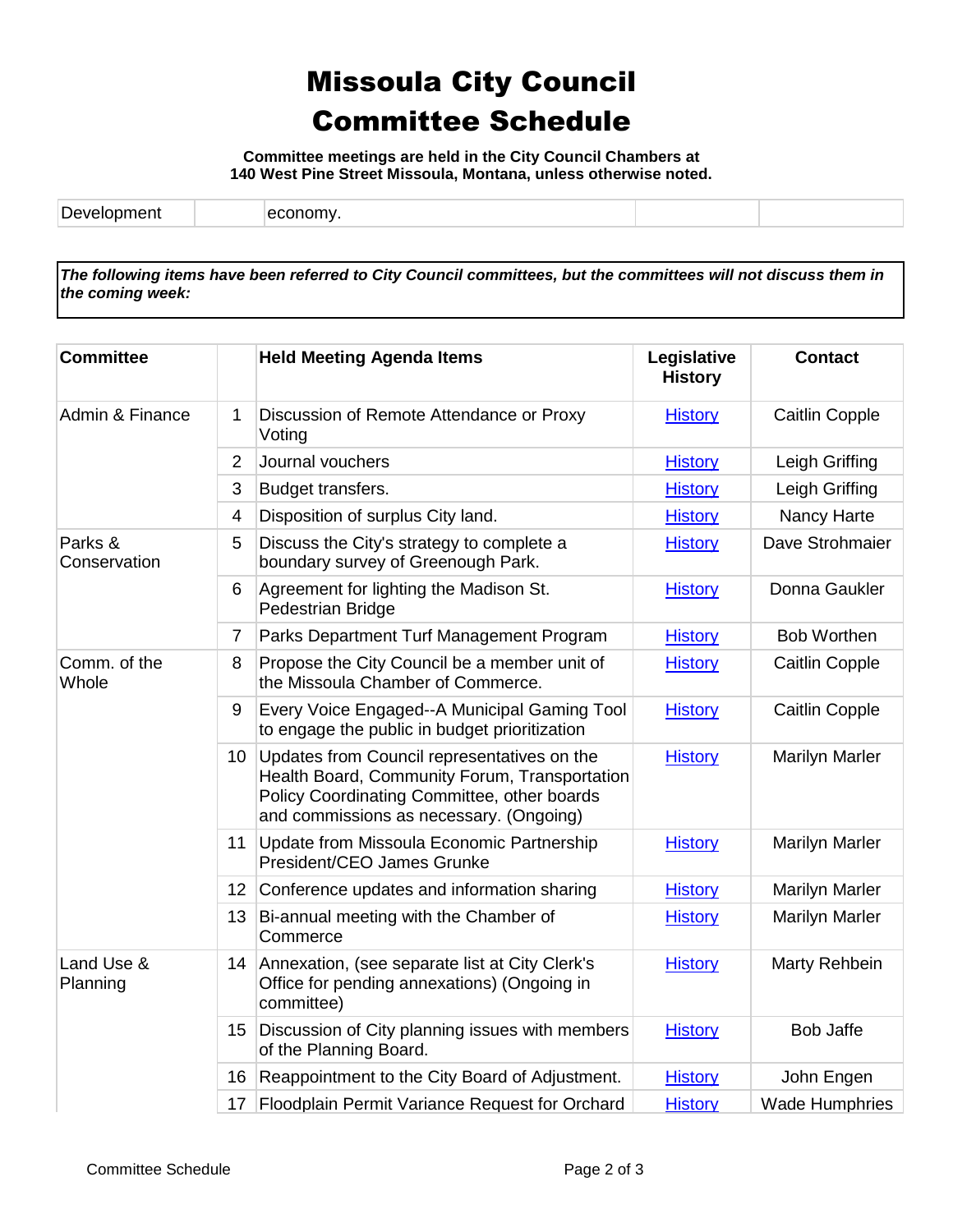# Missoula City Council
# Committee Schedule

**Committee meetings are held in the City Council Chambers at 140 West Pine Street Missoula, Montana, unless otherwise noted.**

| | | | | |
|---|---|---|---|---|
| Development | | economy. | | |

***The following items have been referred to City Council committees, but the committees will not discuss them in the coming week:***

| Committee | | Held Meeting Agenda Items | Legislative History | Contact |
|---|---|---|---|---|
| Admin & Finance | 1 | Discussion of Remote Attendance or Proxy Voting | History | Caitlin Copple |
| | 2 | Journal vouchers | History | Leigh Griffing |
| | 3 | Budget transfers. | History | Leigh Griffing |
| | 4 | Disposition of surplus City land. | History | Nancy Harte |
| Parks & Conservation | 5 | Discuss the City's strategy to complete a boundary survey of Greenough Park. | History | Dave Strohmaier |
| | 6 | Agreement for lighting the Madison St. Pedestrian Bridge | History | Donna Gaukler |
| | 7 | Parks Department Turf Management Program | History | Bob Worthen |
| Comm. of the Whole | 8 | Propose the City Council be a member unit of the Missoula Chamber of Commerce. | History | Caitlin Copple |
| | 9 | Every Voice Engaged--A Municipal Gaming Tool to engage the public in budget prioritization | History | Caitlin Copple |
| | 10 | Updates from Council representatives on the Health Board, Community Forum, Transportation Policy Coordinating Committee, other boards and commissions as necessary. (Ongoing) | History | Marilyn Marler |
| | 11 | Update from Missoula Economic Partnership President/CEO James Grunke | History | Marilyn Marler |
| | 12 | Conference updates and information sharing | History | Marilyn Marler |
| | 13 | Bi-annual meeting with the Chamber of Commerce | History | Marilyn Marler |
| Land Use & Planning | 14 | Annexation, (see separate list at City Clerk's Office for pending annexations) (Ongoing in committee) | History | Marty Rehbein |
| | 15 | Discussion of City planning issues with members of the Planning Board. | History | Bob Jaffe |
| | 16 | Reappointment to the City Board of Adjustment. | History | John Engen |
| | 17 | Floodplain Permit Variance Request for Orchard | History | Wade Humphries |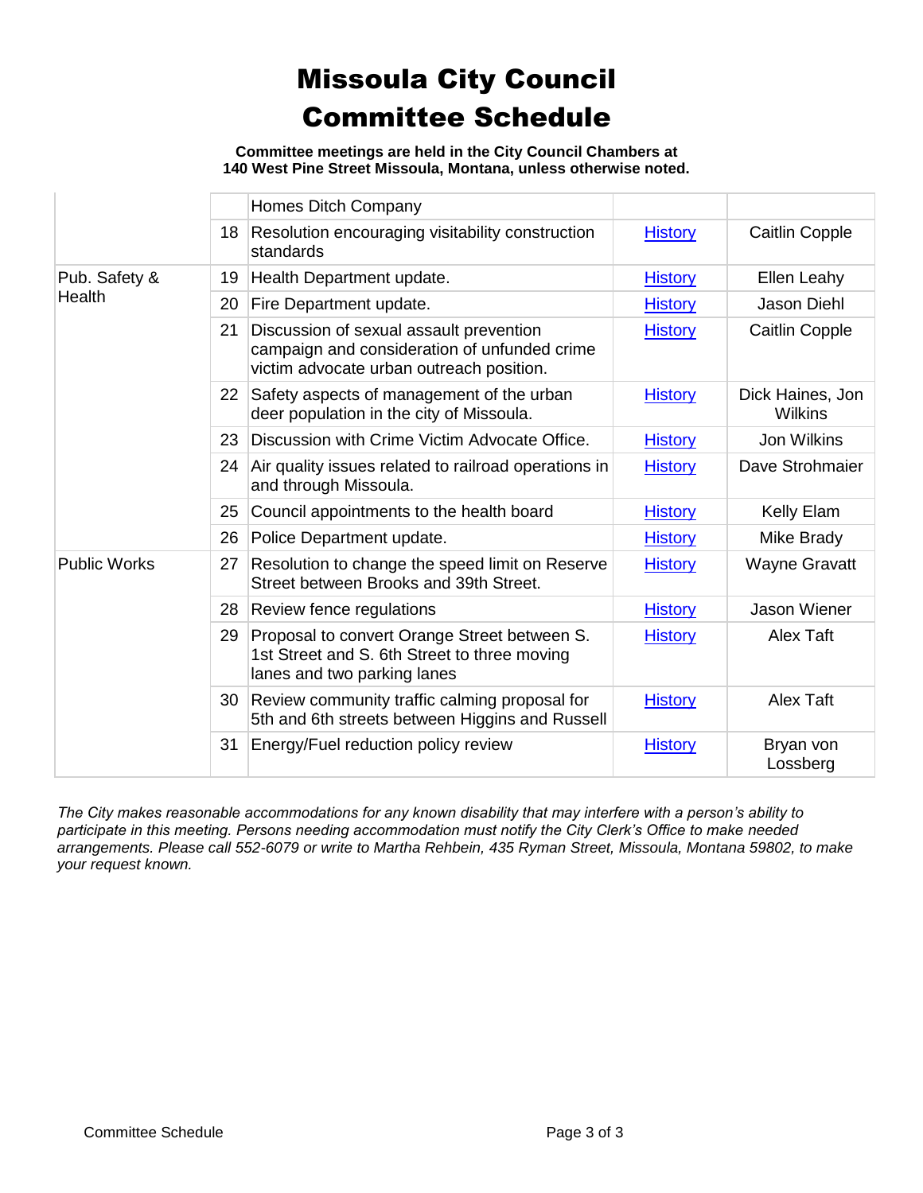# Missoula City Council Committee Schedule

**Committee meetings are held in the City Council Chambers at 140 West Pine Street Missoula, Montana, unless otherwise noted.**

| | | | | |
|---|---|---|---|---|
| | | Homes Ditch Company | | |
| | 18 | Resolution encouraging visitability construction standards | History | Caitlin Copple |
| Pub. Safety & Health | 19 | Health Department update. | History | Ellen Leahy |
| | 20 | Fire Department update. | History | Jason Diehl |
| | 21 | Discussion of sexual assault prevention campaign and consideration of unfunded crime victim advocate urban outreach position. | History | Caitlin Copple |
| | 22 | Safety aspects of management of the urban deer population in the city of Missoula. | History | Dick Haines, Jon Wilkins |
| | 23 | Discussion with Crime Victim Advocate Office. | History | Jon Wilkins |
| | 24 | Air quality issues related to railroad operations in and through Missoula. | History | Dave Strohmaier |
| | 25 | Council appointments to the health board | History | Kelly Elam |
| | 26 | Police Department update. | History | Mike Brady |
| Public Works | 27 | Resolution to change the speed limit on Reserve Street between Brooks and 39th Street. | History | Wayne Gravatt |
| | 28 | Review fence regulations | History | Jason Wiener |
| | 29 | Proposal to convert Orange Street between S. 1st Street and S. 6th Street to three moving lanes and two parking lanes | History | Alex Taft |
| | 30 | Review community traffic calming proposal for 5th and 6th streets between Higgins and Russell | History | Alex Taft |
| | 31 | Energy/Fuel reduction policy review | History | Bryan von Lossberg |

*The City makes reasonable accommodations for any known disability that may interfere with a person's ability to participate in this meeting. Persons needing accommodation must notify the City Clerk's Office to make needed arrangements. Please call 552-6079 or write to Martha Rehbein, 435 Ryman Street, Missoula, Montana 59802, to make your request known.*